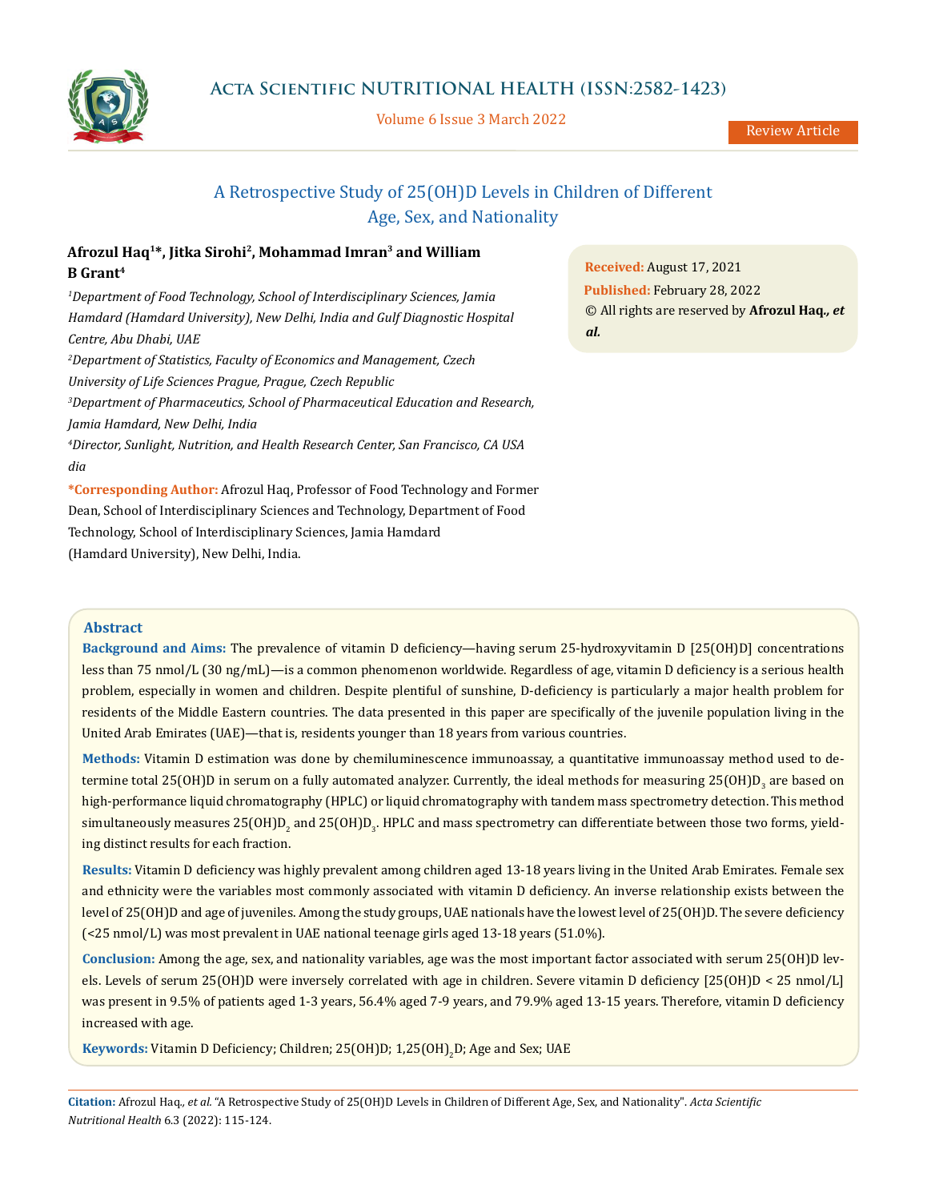# A Retrospective Study of 25(OH)D Levels in Children of Different Age, Sex, and Nationality

**Afrozul Haq[1]*, Jitka Sirohi[2], Mohammad Imran[3] and William B Grant[4]**

*[1]Department of Food Technology, School of Interdisciplinary Sciences, Jamia Hamdard (Hamdard University), New Delhi, India and Gulf Diagnostic Hospital Centre, Abu Dhabi, UAE*

*[2]Department of Statistics, Faculty of Economics and Management, Czech University of Life Sciences Prague, Prague, Czech Republic*

*[3]Department of Pharmaceutics, School of Pharmaceutical Education and Research, Jamia Hamdard, New Delhi, India*

*[4]Director, Sunlight, Nutrition, and Health Research Center, San Francisco, CA USA dia*

**\*Corresponding Author:** Afrozul Haq, Professor of Food Technology and Former Dean, School of Interdisciplinary Sciences and Technology, Department of Food Technology, School of Interdisciplinary Sciences, Jamia Hamdard (Hamdard University), New Delhi, India.

**Received:** August 17, 2021
**Published:** February 28, 2022
© All rights are reserved by **Afrozul Haq., *et al.***

## Abstract

**Background and Aims:** The prevalence of vitamin D deficiency—having serum 25-hydroxyvitamin D [25(OH)D] concentrations less than 75 nmol/L (30 ng/mL)—is a common phenomenon worldwide. Regardless of age, vitamin D deficiency is a serious health problem, especially in women and children. Despite plentiful of sunshine, D-deficiency is particularly a major health problem for residents of the Middle Eastern countries. The data presented in this paper are specifically of the juvenile population living in the United Arab Emirates (UAE)—that is, residents younger than 18 years from various countries.

**Methods:** Vitamin D estimation was done by chemiluminescence immunoassay, a quantitative immunoassay method used to determine total 25(OH)D in serum on a fully automated analyzer. Currently, the ideal methods for measuring 25(OH)$D_3$ are based on high-performance liquid chromatography (HPLC) or liquid chromatography with tandem mass spectrometry detection. This method simultaneously measures 25(OH)$D_2$ and 25(OH)$D_3$. HPLC and mass spectrometry can differentiate between those two forms, yielding distinct results for each fraction.

**Results:** Vitamin D deficiency was highly prevalent among children aged 13-18 years living in the United Arab Emirates. Female sex and ethnicity were the variables most commonly associated with vitamin D deficiency. An inverse relationship exists between the level of 25(OH)D and age of juveniles. Among the study groups, UAE nationals have the lowest level of 25(OH)D. The severe deficiency (<25 nmol/L) was most prevalent in UAE national teenage girls aged 13-18 years (51.0%).

**Conclusion:** Among the age, sex, and nationality variables, age was the most important factor associated with serum 25(OH)D levels. Levels of serum 25(OH)D were inversely correlated with age in children. Severe vitamin D deficiency [25(OH)D < 25 nmol/L] was present in 9.5% of patients aged 1-3 years, 56.4% aged 7-9 years, and 79.9% aged 13-15 years. Therefore, vitamin D deficiency increased with age.

**Keywords:** Vitamin D Deficiency; Children; 25(OH)D; 1,25$(OH)_2$D; Age and Sex; UAE

**Citation:** Afrozul Haq., *et al.* "A Retrospective Study of 25(OH)D Levels in Children of Different Age, Sex, and Nationality". *Acta Scientific Nutritional Health* 6.3 (2022): 115-124.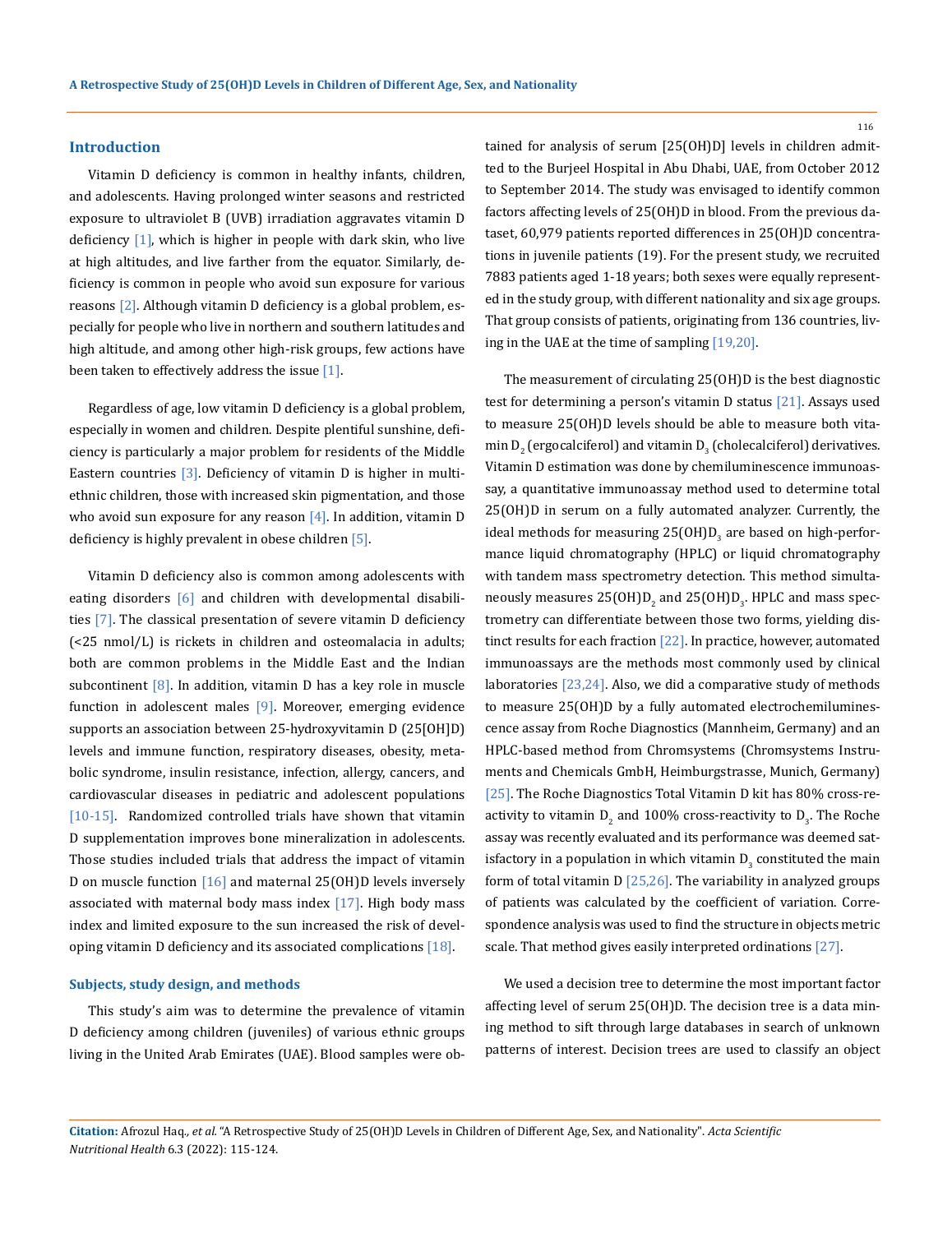## Introduction

Vitamin D deficiency is common in healthy infants, children, and adolescents. Having prolonged winter seasons and restricted exposure to ultraviolet B (UVB) irradiation aggravates vitamin D deficiency [1], which is higher in people with dark skin, who live at high altitudes, and live farther from the equator. Similarly, deficiency is common in people who avoid sun exposure for various reasons [2]. Although vitamin D deficiency is a global problem, especially for people who live in northern and southern latitudes and high altitude, and among other high-risk groups, few actions have been taken to effectively address the issue [1].

Regardless of age, low vitamin D deficiency is a global problem, especially in women and children. Despite plentiful sunshine, deficiency is particularly a major problem for residents of the Middle Eastern countries [3]. Deficiency of vitamin D is higher in multi-ethnic children, those with increased skin pigmentation, and those who avoid sun exposure for any reason [4]. In addition, vitamin D deficiency is highly prevalent in obese children [5].

Vitamin D deficiency also is common among adolescents with eating disorders [6] and children with developmental disabilities [7]. The classical presentation of severe vitamin D deficiency (<25 nmol/L) is rickets in children and osteomalacia in adults; both are common problems in the Middle East and the Indian subcontinent [8]. In addition, vitamin D has a key role in muscle function in adolescent males [9]. Moreover, emerging evidence supports an association between 25-hydroxyvitamin D (25[OH]D) levels and immune function, respiratory diseases, obesity, metabolic syndrome, insulin resistance, infection, allergy, cancers, and cardiovascular diseases in pediatric and adolescent populations [10-15]. Randomized controlled trials have shown that vitamin D supplementation improves bone mineralization in adolescents. Those studies included trials that address the impact of vitamin D on muscle function [16] and maternal 25(OH)D levels inversely associated with maternal body mass index [17]. High body mass index and limited exposure to the sun increased the risk of developing vitamin D deficiency and its associated complications [18].

### Subjects, study design, and methods

This study's aim was to determine the prevalence of vitamin D deficiency among children (juveniles) of various ethnic groups living in the United Arab Emirates (UAE). Blood samples were obtained for analysis of serum [25(OH)D] levels in children admitted to the Burjeel Hospital in Abu Dhabi, UAE, from October 2012 to September 2014. The study was envisaged to identify common factors affecting levels of 25(OH)D in blood. From the previous dataset, 60,979 patients reported differences in 25(OH)D concentrations in juvenile patients (19). For the present study, we recruited 7883 patients aged 1-18 years; both sexes were equally represented in the study group, with different nationality and six age groups. That group consists of patients, originating from 136 countries, living in the UAE at the time of sampling [19,20].

The measurement of circulating 25(OH)D is the best diagnostic test for determining a person's vitamin D status [21]. Assays used to measure 25(OH)D levels should be able to measure both vitamin $D_2$ (ergocalciferol) and vitamin $D_3$ (cholecalciferol) derivatives. Vitamin D estimation was done by chemiluminescence immunoassay, a quantitative immunoassay method used to determine total 25(OH)D in serum on a fully automated analyzer. Currently, the ideal methods for measuring $25(OH)D_3$ are based on high-performance liquid chromatography (HPLC) or liquid chromatography with tandem mass spectrometry detection. This method simultaneously measures $25(OH)D_2$ and $25(OH)D_3$. HPLC and mass spectrometry can differentiate between those two forms, yielding distinct results for each fraction [22]. In practice, however, automated immunoassays are the methods most commonly used by clinical laboratories [23,24]. Also, we did a comparative study of methods to measure 25(OH)D by a fully automated electrochemiluminescence assay from Roche Diagnostics (Mannheim, Germany) and an HPLC-based method from Chromsystems (Chromsystems Instruments and Chemicals GmbH, Heimburgstrasse, Munich, Germany) [25]. The Roche Diagnostics Total Vitamin D kit has 80% cross-reactivity to vitamin $D_2$ and 100% cross-reactivity to $D_3$. The Roche assay was recently evaluated and its performance was deemed satisfactory in a population in which vitamin $D_3$ constituted the main form of total vitamin D [25,26]. The variability in analyzed groups of patients was calculated by the coefficient of variation. Correspondence analysis was used to find the structure in objects metric scale. That method gives easily interpreted ordinations [27].

We used a decision tree to determine the most important factor affecting level of serum 25(OH)D. The decision tree is a data mining method to sift through large databases in search of unknown patterns of interest. Decision trees are used to classify an object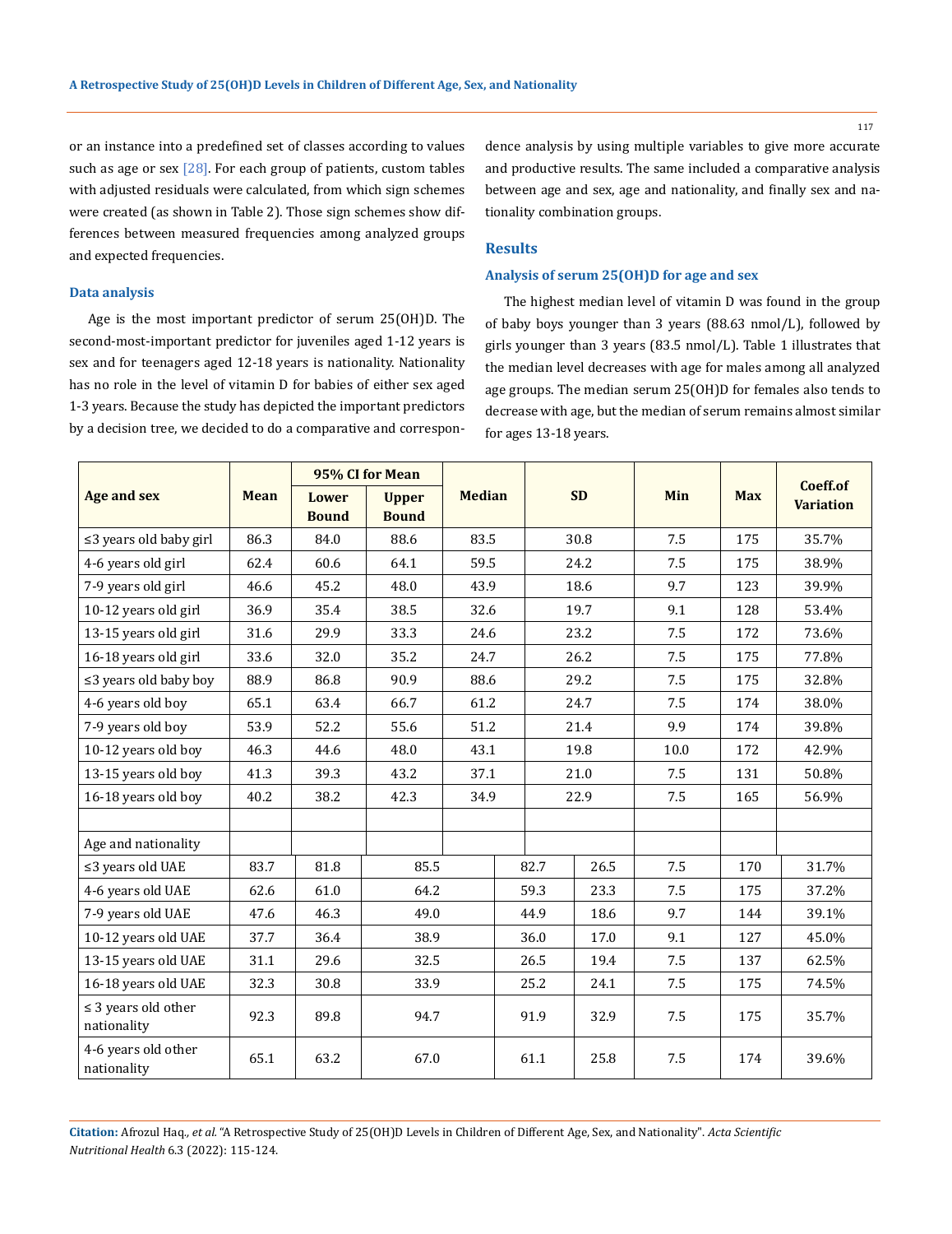or an instance into a predefined set of classes according to values such as age or sex [28]. For each group of patients, custom tables with adjusted residuals were calculated, from which sign schemes were created (as shown in Table 2). Those sign schemes show differences between measured frequencies among analyzed groups and expected frequencies.

### Data analysis

Age is the most important predictor of serum 25(OH)D. The second-most-important predictor for juveniles aged 1-12 years is sex and for teenagers aged 12-18 years is nationality. Nationality has no role in the level of vitamin D for babies of either sex aged 1-3 years. Because the study has depicted the important predictors by a decision tree, we decided to do a comparative and correspondence analysis by using multiple variables to give more accurate and productive results. The same included a comparative analysis between age and sex, age and nationality, and finally sex and nationality combination groups.

## Results

### Analysis of serum 25(OH)D for age and sex

The highest median level of vitamin D was found in the group of baby boys younger than 3 years (88.63 nmol/L), followed by girls younger than 3 years (83.5 nmol/L). Table 1 illustrates that the median level decreases with age for males among all analyzed age groups. The median serum 25(OH)D for females also tends to decrease with age, but the median of serum remains almost similar for ages 13-18 years.

| Age and sex | Mean | 95% CI for Mean | | Median | SD | Min | Max | Coeff.of Variation |
|---|---|---|---|---|---|---|---|---|
| | | Lower Bound | Upper Bound | | | | | |
| ≤3 years old baby girl | 86.3 | 84.0 | 88.6 | 83.5 | 30.8 | 7.5 | 175 | 35.7% |
| 4-6 years old girl | 62.4 | 60.6 | 64.1 | 59.5 | 24.2 | 7.5 | 175 | 38.9% |
| 7-9 years old girl | 46.6 | 45.2 | 48.0 | 43.9 | 18.6 | 9.7 | 123 | 39.9% |
| 10-12 years old girl | 36.9 | 35.4 | 38.5 | 32.6 | 19.7 | 9.1 | 128 | 53.4% |
| 13-15 years old girl | 31.6 | 29.9 | 33.3 | 24.6 | 23.2 | 7.5 | 172 | 73.6% |
| 16-18 years old girl | 33.6 | 32.0 | 35.2 | 24.7 | 26.2 | 7.5 | 175 | 77.8% |
| ≤3 years old baby boy | 88.9 | 86.8 | 90.9 | 88.6 | 29.2 | 7.5 | 175 | 32.8% |
| 4-6 years old boy | 65.1 | 63.4 | 66.7 | 61.2 | 24.7 | 7.5 | 174 | 38.0% |
| 7-9 years old boy | 53.9 | 52.2 | 55.6 | 51.2 | 21.4 | 9.9 | 174 | 39.8% |
| 10-12 years old boy | 46.3 | 44.6 | 48.0 | 43.1 | 19.8 | 10.0 | 172 | 42.9% |
| 13-15 years old boy | 41.3 | 39.3 | 43.2 | 37.1 | 21.0 | 7.5 | 131 | 50.8% |
| 16-18 years old boy | 40.2 | 38.2 | 42.3 | 34.9 | 22.9 | 7.5 | 165 | 56.9% |
| | | | | | | | | |
| Age and nationality | | | | | | | | |
| ≤3 years old UAE | 83.7 | 81.8 | 85.5 | 82.7 | 26.5 | 7.5 | 170 | 31.7% |
| 4-6 years old UAE | 62.6 | 61.0 | 64.2 | 59.3 | 23.3 | 7.5 | 175 | 37.2% |
| 7-9 years old UAE | 47.6 | 46.3 | 49.0 | 44.9 | 18.6 | 9.7 | 144 | 39.1% |
| 10-12 years old UAE | 37.7 | 36.4 | 38.9 | 36.0 | 17.0 | 9.1 | 127 | 45.0% |
| 13-15 years old UAE | 31.1 | 29.6 | 32.5 | 26.5 | 19.4 | 7.5 | 137 | 62.5% |
| 16-18 years old UAE | 32.3 | 30.8 | 33.9 | 25.2 | 24.1 | 7.5 | 175 | 74.5% |
| ≤ 3 years old other nationality | 92.3 | 89.8 | 94.7 | 91.9 | 32.9 | 7.5 | 175 | 35.7% |
| 4-6 years old other nationality | 65.1 | 63.2 | 67.0 | 61.1 | 25.8 | 7.5 | 174 | 39.6% |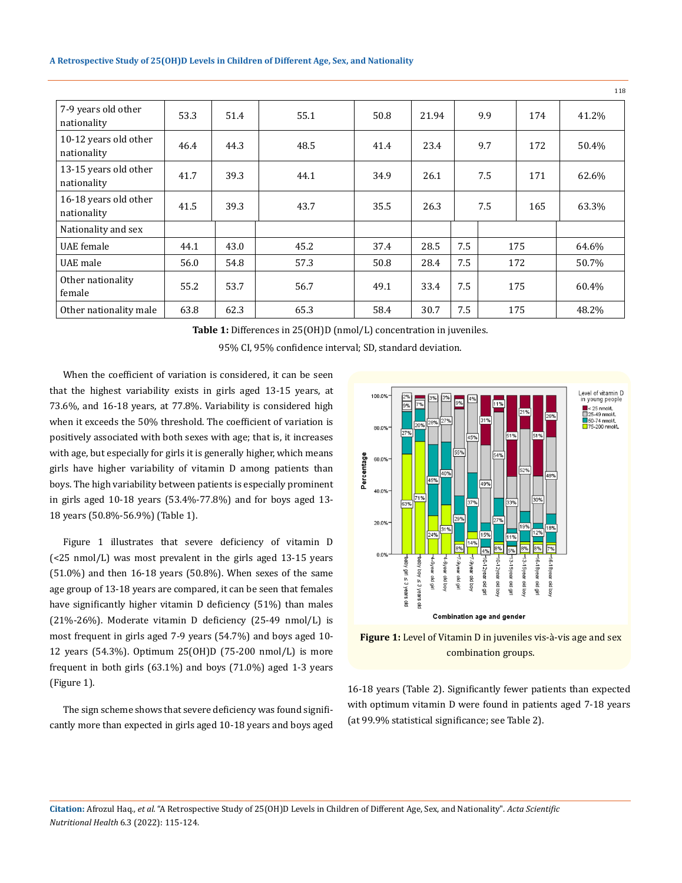| 7-9 years old other nationality | 53.3 | 51.4 | 55.1 | 50.8 | 21.94 | 9.9 | 174 | 41.2% |
|---|---|---|---|---|---|---|---|---|
| 10-12 years old other nationality | 46.4 | 44.3 | 48.5 | 41.4 | 23.4 | 9.7 | 172 | 50.4% |
| 13-15 years old other nationality | 41.7 | 39.3 | 44.1 | 34.9 | 26.1 | 7.5 | 171 | 62.6% |
| 16-18 years old other nationality | 41.5 | 39.3 | 43.7 | 35.5 | 26.3 | 7.5 | 165 | 63.3% |
| Nationality and sex | | | | | | | | |
| UAE female | 44.1 | 43.0 | 45.2 | 37.4 | 28.5 | 7.5 | 175 | 64.6% |
| UAE male | 56.0 | 54.8 | 57.3 | 50.8 | 28.4 | 7.5 | 172 | 50.7% |
| Other nationality female | 55.2 | 53.7 | 56.7 | 49.1 | 33.4 | 7.5 | 175 | 60.4% |
| Other nationality male | 63.8 | 62.3 | 65.3 | 58.4 | 30.7 | 7.5 | 175 | 48.2% |

**Table 1:** Differences in 25(OH)D (nmol/L) concentration in juveniles.

95% CI, 95% confidence interval; SD, standard deviation.

When the coefficient of variation is considered, it can be seen that the highest variability exists in girls aged 13-15 years, at 73.6%, and 16-18 years, at 77.8%. Variability is considered high when it exceeds the 50% threshold. The coefficient of variation is positively associated with both sexes with age; that is, it increases with age, but especially for girls it is generally higher, which means girls have higher variability of vitamin D among patients than boys. The high variability between patients is especially prominent in girls aged 10-18 years (53.4%-77.8%) and for boys aged 13-18 years (50.8%-56.9%) (Table 1).

Figure 1 illustrates that severe deficiency of vitamin D (<25 nmol/L) was most prevalent in the girls aged 13-15 years (51.0%) and then 16-18 years (50.8%). When sexes of the same age group of 13-18 years are compared, it can be seen that females have significantly higher vitamin D deficiency (51%) than males (21%-26%). Moderate vitamin D deficiency (25-49 nmol/L) is most frequent in girls aged 7-9 years (54.7%) and boys aged 10-12 years (54.3%). Optimum 25(OH)D (75-200 nmol/L) is more frequent in both girls (63.1%) and boys (71.0%) aged 1-3 years (Figure 1).

**Figure 1:** Level of Vitamin D in juveniles vis-à-vis age and sex combination groups.

The sign scheme shows that severe deficiency was found significantly more than expected in girls aged 10-18 years and boys aged 16-18 years (Table 2). Significantly fewer patients than expected with optimum vitamin D were found in patients aged 7-18 years (at 99.9% statistical significance; see Table 2).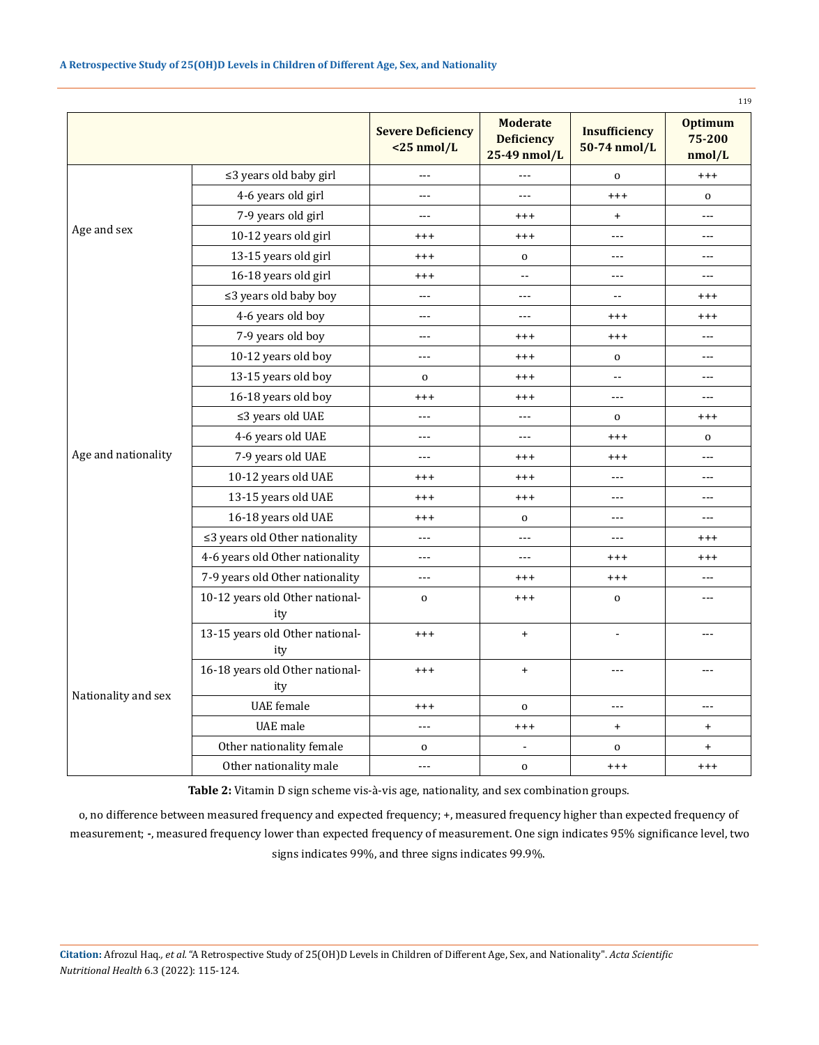| | | Severe Deficiency <25 nmol/L | Moderate Deficiency 25-49 nmol/L | Insufficiency 50-74 nmol/L | Optimum 75-200 nmol/L |
|---|---|---|---|---|---|
| Age and sex | ≤3 years old baby girl | --- | --- | o | +++ |
| | 4-6 years old girl | --- | --- | +++ | o |
| | 7-9 years old girl | --- | +++ | + | --- |
| | 10-12 years old girl | +++ | +++ | --- | --- |
| | 13-15 years old girl | +++ | o | --- | --- |
| | 16-18 years old girl | +++ | -- | --- | --- |
| | ≤3 years old baby boy | --- | --- | -- | +++ |
| | 4-6 years old boy | --- | --- | +++ | +++ |
| | 7-9 years old boy | --- | +++ | +++ | --- |
| | 10-12 years old boy | --- | +++ | o | --- |
| | 13-15 years old boy | o | +++ | -- | --- |
| | 16-18 years old boy | +++ | +++ | --- | --- |
| Age and nationality | ≤3 years old UAE | --- | --- | o | +++ |
| | 4-6 years old UAE | --- | --- | +++ | o |
| | 7-9 years old UAE | --- | +++ | +++ | --- |
| | 10-12 years old UAE | +++ | +++ | --- | --- |
| | 13-15 years old UAE | +++ | +++ | --- | --- |
| | 16-18 years old UAE | +++ | o | --- | --- |
| | ≤3 years old Other nationality | --- | --- | --- | +++ |
| | 4-6 years old Other nationality | --- | --- | +++ | +++ |
| | 7-9 years old Other nationality | --- | +++ | +++ | --- |
| | 10-12 years old Other nationality | o | +++ | o | --- |
| | 13-15 years old Other nationality | +++ | + | - | --- |
| | 16-18 years old Other nationality | +++ | + | --- | --- |
| Nationality and sex | UAE female | +++ | o | --- | --- |
| | UAE male | --- | +++ | + | + |
| | Other nationality female | o | - | o | + |
| | Other nationality male | --- | o | +++ | +++ |

**Table 2:** Vitamin D sign scheme vis-à-vis age, nationality, and sex combination groups.

o, no difference between measured frequency and expected frequency; +, measured frequency higher than expected frequency of measurement; -, measured frequency lower than expected frequency of measurement. One sign indicates 95% significance level, two signs indicates 99%, and three signs indicates 99.9%.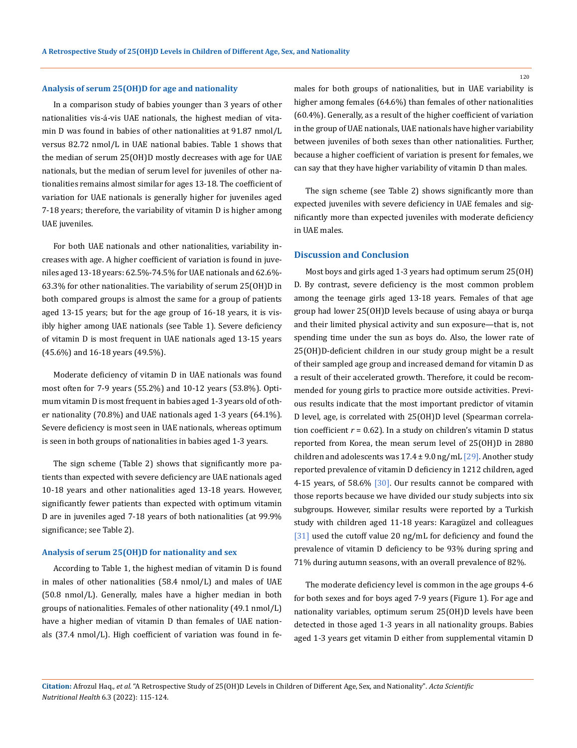### Analysis of serum 25(OH)D for age and nationality

In a comparison study of babies younger than 3 years of other nationalities vis-á-vis UAE nationals, the highest median of vitamin D was found in babies of other nationalities at 91.87 nmol/L versus 82.72 nmol/L in UAE national babies. Table 1 shows that the median of serum 25(OH)D mostly decreases with age for UAE nationals, but the median of serum level for juveniles of other nationalities remains almost similar for ages 13-18. The coefficient of variation for UAE nationals is generally higher for juveniles aged 7-18 years; therefore, the variability of vitamin D is higher among UAE juveniles.

For both UAE nationals and other nationalities, variability increases with age. A higher coefficient of variation is found in juveniles aged 13-18 years: 62.5%-74.5% for UAE nationals and 62.6%-63.3% for other nationalities. The variability of serum 25(OH)D in both compared groups is almost the same for a group of patients aged 13-15 years; but for the age group of 16-18 years, it is visibly higher among UAE nationals (see Table 1). Severe deficiency of vitamin D is most frequent in UAE nationals aged 13-15 years (45.6%) and 16-18 years (49.5%).

Moderate deficiency of vitamin D in UAE nationals was found most often for 7-9 years (55.2%) and 10-12 years (53.8%). Optimum vitamin D is most frequent in babies aged 1-3 years old of other nationality (70.8%) and UAE nationals aged 1-3 years (64.1%). Severe deficiency is most seen in UAE nationals, whereas optimum is seen in both groups of nationalities in babies aged 1-3 years.

The sign scheme (Table 2) shows that significantly more patients than expected with severe deficiency are UAE nationals aged 10-18 years and other nationalities aged 13-18 years. However, significantly fewer patients than expected with optimum vitamin D are in juveniles aged 7-18 years of both nationalities (at 99.9% significance; see Table 2).

### Analysis of serum 25(OH)D for nationality and sex

According to Table 1, the highest median of vitamin D is found in males of other nationalities (58.4 nmol/L) and males of UAE (50.8 nmol/L). Generally, males have a higher median in both groups of nationalities. Females of other nationality (49.1 nmol/L) have a higher median of vitamin D than females of UAE nationals (37.4 nmol/L). High coefficient of variation was found in females for both groups of nationalities, but in UAE variability is higher among females (64.6%) than females of other nationalities (60.4%). Generally, as a result of the higher coefficient of variation in the group of UAE nationals, UAE nationals have higher variability between juveniles of both sexes than other nationalities. Further, because a higher coefficient of variation is present for females, we can say that they have higher variability of vitamin D than males.

The sign scheme (see Table 2) shows significantly more than expected juveniles with severe deficiency in UAE females and significantly more than expected juveniles with moderate deficiency in UAE males.

## Discussion and Conclusion

Most boys and girls aged 1-3 years had optimum serum 25(OH) D. By contrast, severe deficiency is the most common problem among the teenage girls aged 13-18 years. Females of that age group had lower 25(OH)D levels because of using abaya or burqa and their limited physical activity and sun exposure—that is, not spending time under the sun as boys do. Also, the lower rate of 25(OH)D-deficient children in our study group might be a result of their sampled age group and increased demand for vitamin D as a result of their accelerated growth. Therefore, it could be recommended for young girls to practice more outside activities. Previous results indicate that the most important predictor of vitamin D level, age, is correlated with 25(OH)D level (Spearman correlation coefficient $r = 0.62$). In a study on children's vitamin D status reported from Korea, the mean serum level of 25(OH)D in 2880 children and adolescents was 17.4 ± 9.0 ng/mL [29]. Another study reported prevalence of vitamin D deficiency in 1212 children, aged 4-15 years, of 58.6% [30]. Our results cannot be compared with those reports because we have divided our study subjects into six subgroups. However, similar results were reported by a Turkish study with children aged 11-18 years: Karagüzel and colleagues [31] used the cutoff value 20 ng/mL for deficiency and found the prevalence of vitamin D deficiency to be 93% during spring and 71% during autumn seasons, with an overall prevalence of 82%.

The moderate deficiency level is common in the age groups 4-6 for both sexes and for boys aged 7-9 years (Figure 1). For age and nationality variables, optimum serum 25(OH)D levels have been detected in those aged 1-3 years in all nationality groups. Babies aged 1-3 years get vitamin D either from supplemental vitamin D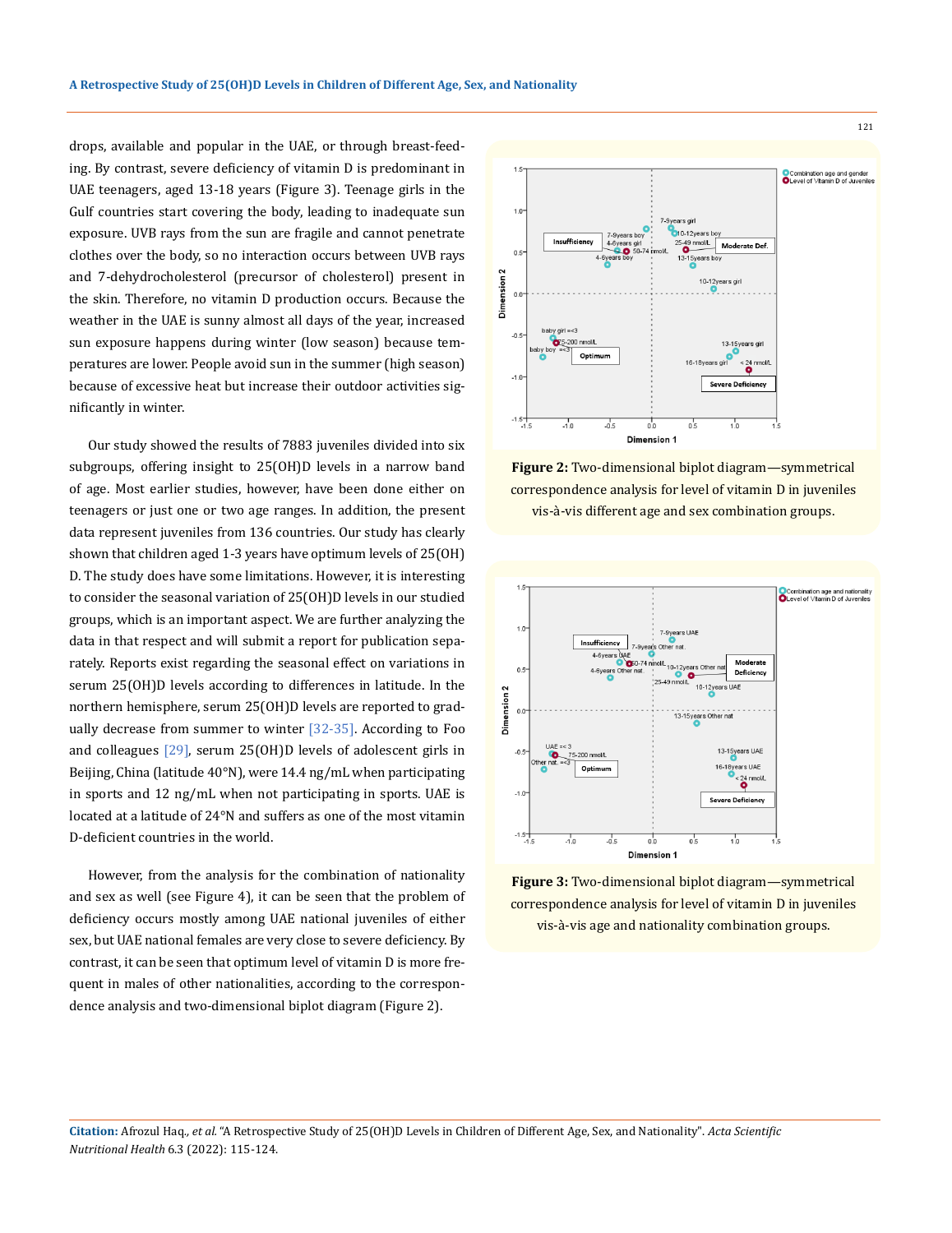drops, available and popular in the UAE, or through breast-feeding. By contrast, severe deficiency of vitamin D is predominant in UAE teenagers, aged 13-18 years (Figure 3). Teenage girls in the Gulf countries start covering the body, leading to inadequate sun exposure. UVB rays from the sun are fragile and cannot penetrate clothes over the body, so no interaction occurs between UVB rays and 7-dehydrocholesterol (precursor of cholesterol) present in the skin. Therefore, no vitamin D production occurs. Because the weather in the UAE is sunny almost all days of the year, increased sun exposure happens during winter (low season) because temperatures are lower. People avoid sun in the summer (high season) because of excessive heat but increase their outdoor activities significantly in winter.

Our study showed the results of 7883 juveniles divided into six subgroups, offering insight to 25(OH)D levels in a narrow band of age. Most earlier studies, however, have been done either on teenagers or just one or two age ranges. In addition, the present data represent juveniles from 136 countries. Our study has clearly shown that children aged 1-3 years have optimum levels of 25(OH) D. The study does have some limitations. However, it is interesting to consider the seasonal variation of 25(OH)D levels in our studied groups, which is an important aspect. We are further analyzing the data in that respect and will submit a report for publication separately. Reports exist regarding the seasonal effect on variations in serum 25(OH)D levels according to differences in latitude. In the northern hemisphere, serum 25(OH)D levels are reported to gradually decrease from summer to winter [32-35]. According to Foo and colleagues [29], serum 25(OH)D levels of adolescent girls in Beijing, China (latitude 40°N), were 14.4 ng/mL when participating in sports and 12 ng/mL when not participating in sports. UAE is located at a latitude of 24°N and suffers as one of the most vitamin D-deficient countries in the world.

However, from the analysis for the combination of nationality and sex as well (see Figure 4), it can be seen that the problem of deficiency occurs mostly among UAE national juveniles of either sex, but UAE national females are very close to severe deficiency. By contrast, it can be seen that optimum level of vitamin D is more frequent in males of other nationalities, according to the correspondence analysis and two-dimensional biplot diagram (Figure 2).

**Figure 2:** Two-dimensional biplot diagram—symmetrical correspondence analysis for level of vitamin D in juveniles vis-à-vis different age and sex combination groups.

**Figure 3:** Two-dimensional biplot diagram—symmetrical correspondence analysis for level of vitamin D in juveniles vis-à-vis age and nationality combination groups.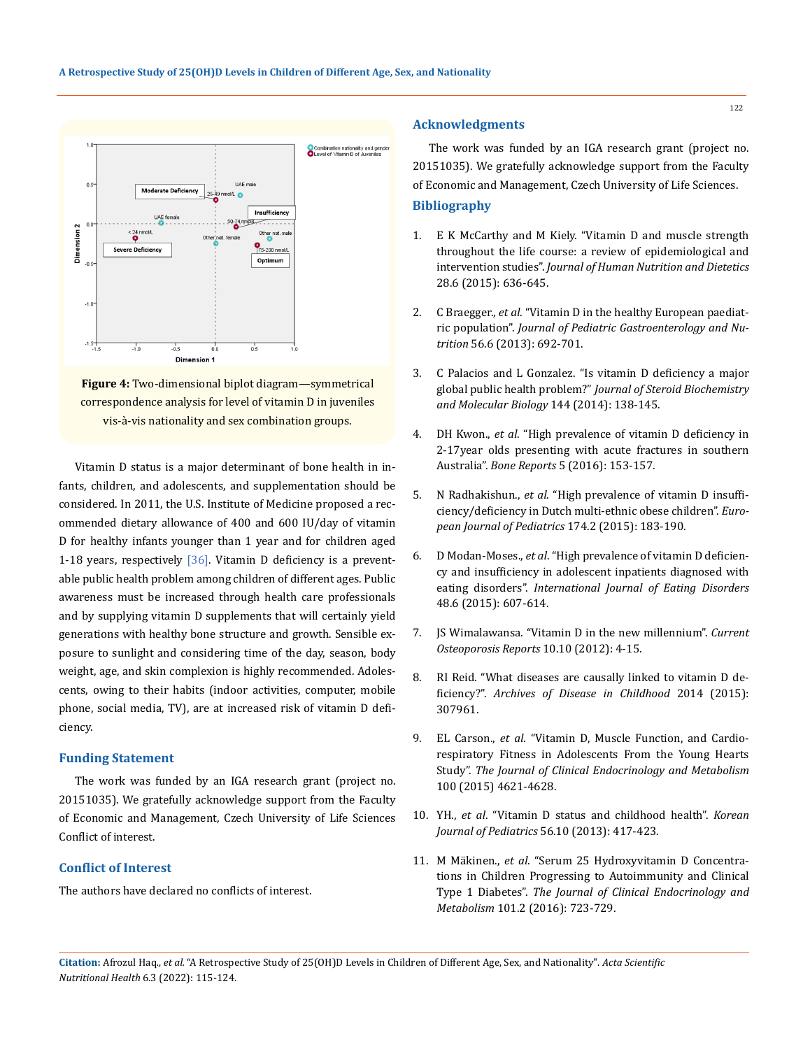**Figure 4:** Two-dimensional biplot diagram—symmetrical correspondence analysis for level of vitamin D in juveniles vis-à-vis nationality and sex combination groups.

Vitamin D status is a major determinant of bone health in infants, children, and adolescents, and supplementation should be considered. In 2011, the U.S. Institute of Medicine proposed a recommended dietary allowance of 400 and 600 IU/day of vitamin D for healthy infants younger than 1 year and for children aged 1-18 years, respectively [36]. Vitamin D deficiency is a preventable public health problem among children of different ages. Public awareness must be increased through health care professionals and by supplying vitamin D supplements that will certainly yield generations with healthy bone structure and growth. Sensible exposure to sunlight and considering time of the day, season, body weight, age, and skin complexion is highly recommended. Adolescents, owing to their habits (indoor activities, computer, mobile phone, social media, TV), are at increased risk of vitamin D deficiency.

## Funding Statement

The work was funded by an IGA research grant (project no. 20151035). We gratefully acknowledge support from the Faculty of Economic and Management, Czech University of Life Sciences Conflict of interest.

## Conflict of Interest

The authors have declared no conflicts of interest.

## Acknowledgments

The work was funded by an IGA research grant (project no. 20151035). We gratefully acknowledge support from the Faculty of Economic and Management, Czech University of Life Sciences.

## Bibliography

1. E K McCarthy and M Kiely. "Vitamin D and muscle strength throughout the life course: a review of epidemiological and intervention studies". *Journal of Human Nutrition and Dietetics* 28.6 (2015): 636-645.
2. C Braegger., *et al*. "Vitamin D in the healthy European paediatric population". *Journal of Pediatric Gastroenterology and Nutrition* 56.6 (2013): 692-701.
3. C Palacios and L Gonzalez. "Is vitamin D deficiency a major global public health problem?" *Journal of Steroid Biochemistry and Molecular Biology* 144 (2014): 138-145.
4. DH Kwon., *et al*. "High prevalence of vitamin D deficiency in 2-17year olds presenting with acute fractures in southern Australia". *Bone Reports* 5 (2016): 153-157.
5. N Radhakishun., *et al*. "High prevalence of vitamin D insufficiency/deficiency in Dutch multi-ethnic obese children". *European Journal of Pediatrics* 174.2 (2015): 183-190.
6. D Modan-Moses., *et al*. "High prevalence of vitamin D deficiency and insufficiency in adolescent inpatients diagnosed with eating disorders". *International Journal of Eating Disorders* 48.6 (2015): 607-614.
7. JS Wimalawansa. "Vitamin D in the new millennium". *Current Osteoporosis Reports* 10.10 (2012): 4-15.
8. RI Reid. "What diseases are causally linked to vitamin D deficiency?". *Archives of Disease in Childhood* 2014 (2015): 307961.
9. EL Carson., *et al*. "Vitamin D, Muscle Function, and Cardiorespiratory Fitness in Adolescents From the Young Hearts Study". *The Journal of Clinical Endocrinology and Metabolism* 100 (2015) 4621-4628.
10. YH., *et al*. "Vitamin D status and childhood health". *Korean Journal of Pediatrics* 56.10 (2013): 417-423.
11. M Mäkinen., *et al*. "Serum 25 Hydroxyvitamin D Concentrations in Children Progressing to Autoimmunity and Clinical Type 1 Diabetes". *The Journal of Clinical Endocrinology and Metabolism* 101.2 (2016): 723-729.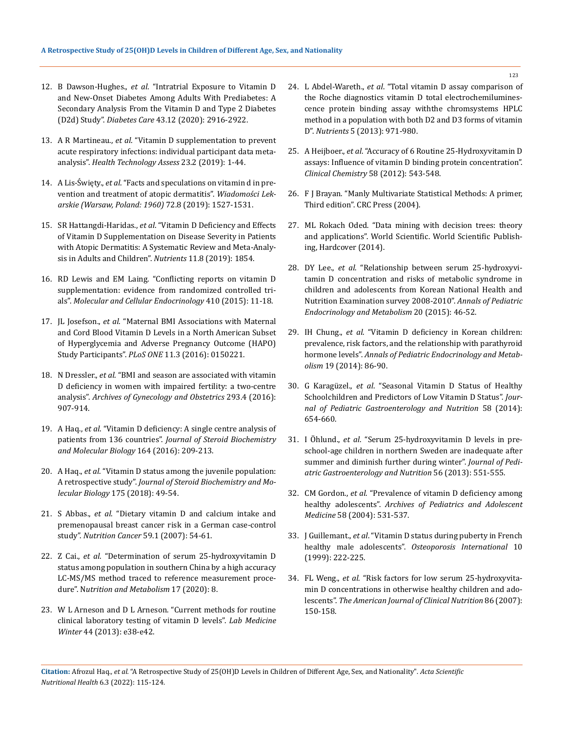12. B Dawson-Hughes., *et al*. "Intratrial Exposure to Vitamin D and New-Onset Diabetes Among Adults With Prediabetes: A Secondary Analysis From the Vitamin D and Type 2 Diabetes (D2d) Study". *Diabetes Care* 43.12 (2020): 2916-2922.

13. A R Martineau., *et al*. "Vitamin D supplementation to prevent acute respiratory infections: individual participant data meta-analysis". *Health Technology Assess* 23.2 (2019): 1-44.

14. A Lis-Święty., *et al*. "Facts and speculations on vitamin d in prevention and treatment of atopic dermatitis". *Wiadomości Lekarskie (Warsaw, Poland: 1960)* 72.8 (2019): 1527-1531.

15. SR Hattangdi-Haridas., *et al*. "Vitamin D Deficiency and Effects of Vitamin D Supplementation on Disease Severity in Patients with Atopic Dermatitis: A Systematic Review and Meta-Analysis in Adults and Children". *Nutrients* 11.8 (2019): 1854.

16. RD Lewis and EM Laing. "Conflicting reports on vitamin D supplementation: evidence from randomized controlled trials". *Molecular and Cellular Endocrinology* 410 (2015): 11-18.

17. JL Josefson., *et al*. "Maternal BMI Associations with Maternal and Cord Blood Vitamin D Levels in a North American Subset of Hyperglycemia and Adverse Pregnancy Outcome (HAPO) Study Participants". *PLoS ONE* 11.3 (2016): 0150221.

18. N Dressler., *et al*. "BMI and season are associated with vitamin D deficiency in women with impaired fertility: a two-centre analysis". *Archives of Gynecology and Obstetrics* 293.4 (2016): 907-914.

19. A Haq., *et al*. "Vitamin D deficiency: A single centre analysis of patients from 136 countries". *Journal of Steroid Biochemistry and Molecular Biology* 164 (2016): 209-213.

20. A Haq., *et al*. "Vitamin D status among the juvenile population: A retrospective study". *Journal of Steroid Biochemistry and Molecular Biology* 175 (2018): 49-54.

21. S Abbas., *et al*. "Dietary vitamin D and calcium intake and premenopausal breast cancer risk in a German case-control study". *Nutrition Cancer* 59.1 (2007): 54-61.

22. Z Cai., *et al*. "Determination of serum 25-hydroxyvitamin D status among population in southern China by a high accuracy LC-MS/MS method traced to reference measurement procedure". N*utrition and Metabolism* 17 (2020): 8.

23. W L Arneson and D L Arneson. "Current methods for routine clinical laboratory testing of vitamin D levels". *Lab Medicine Winter* 44 (2013): e38-e42.

24. L Abdel-Wareth., *et al*. "Total vitamin D assay comparison of the Roche diagnostics vitamin D total electrochemiluminescence protein binding assay withthe chromsystems HPLC method in a population with both D2 and D3 forms of vitamin D". *Nutrients* 5 (2013): 971-980.

25. A Heijboer., *et al*. "Accuracy of 6 Routine 25-Hydroxyvitamin D assays: Influence of vitamin D binding protein concentration". *Clinical Chemistry* 58 (2012): 543-548.

26. F J Brayan. "Manly Multivariate Statistical Methods: A primer, Third edition". CRC Press (2004).

27. ML Rokach Oded. "Data mining with decision trees: theory and applications". World Scientific. World Scientific Publishing, Hardcover (2014).

28. DY Lee., *et al*. "Relationship between serum 25-hydroxyvitamin D concentration and risks of metabolic syndrome in children and adolescents from Korean National Health and Nutrition Examination survey 2008-2010". *Annals of Pediatric Endocrinology and Metabolism* 20 (2015): 46-52.

29. IH Chung., *et al*. "Vitamin D deficiency in Korean children: prevalence, risk factors, and the relationship with parathyroid hormone levels". *Annals of Pediatric Endocrinology and Metabolism* 19 (2014): 86-90.

30. G Karagüzel., *et al*. "Seasonal Vitamin D Status of Healthy Schoolchildren and Predictors of Low Vitamin D Status". *Journal of Pediatric Gastroenterology and Nutrition* 58 (2014): 654-660.

31. I Öhlund., *et al*. "Serum 25-hydroxyvitamin D levels in preschool-age children in northern Sweden are inadequate after summer and diminish further during winter". *Journal of Pediatric Gastroenterology and Nutrition* 56 (2013): 551-555.

32. CM Gordon., *et al*. "Prevalence of vitamin D deficiency among healthy adolescents". *Archives of Pediatrics and Adolescent Medicine* 58 (2004): 531-537.

33. J Guillemant., *et al*. "Vitamin D status during puberty in French healthy male adolescents". *Osteoporosis International* 10 (1999): 222-225.

34. FL Weng., *et al*. "Risk factors for low serum 25-hydroxyvitamin D concentrations in otherwise healthy children and adolescents". *The American Journal of Clinical Nutrition* 86 (2007): 150-158.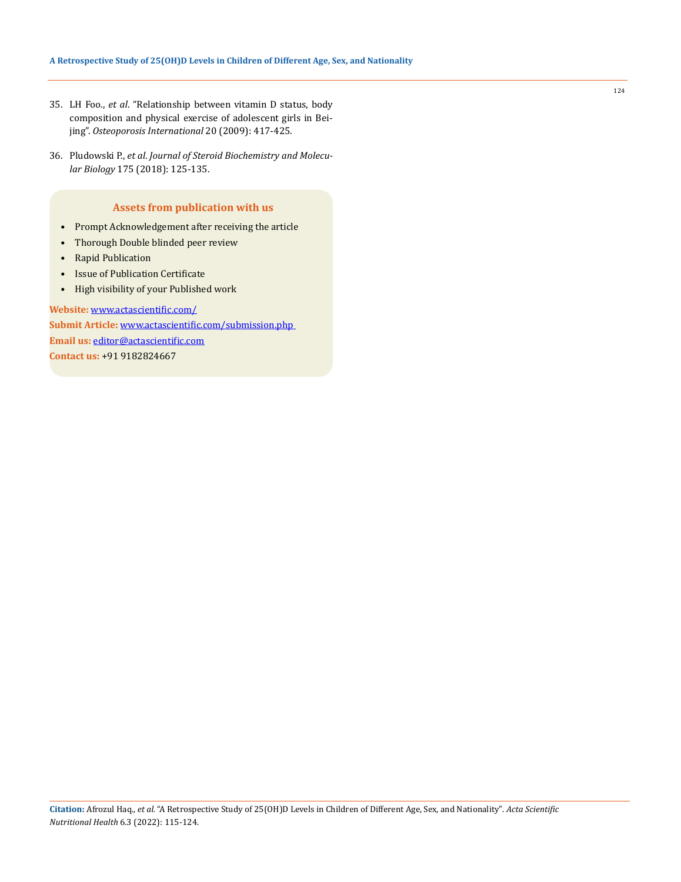35. LH Foo., *et al*. "Relationship between vitamin D status, body composition and physical exercise of adolescent girls in Beijing". *Osteoporosis International* 20 (2009): 417-425.

36. Pludowski P., *et al*. *Journal of Steroid Biochemistry and Molecular Biology* 175 (2018): 125-135.

### Assets from publication with us

- Prompt Acknowledgement after receiving the article
- Thorough Double blinded peer review
- Rapid Publication
- Issue of Publication Certificate
- High visibility of your Published work

**Website:** www.actascientific.com/

**Submit Article:** www.actascientific.com/submission.php

**Email us:** editor@actascientific.com

**Contact us:** +91 9182824667